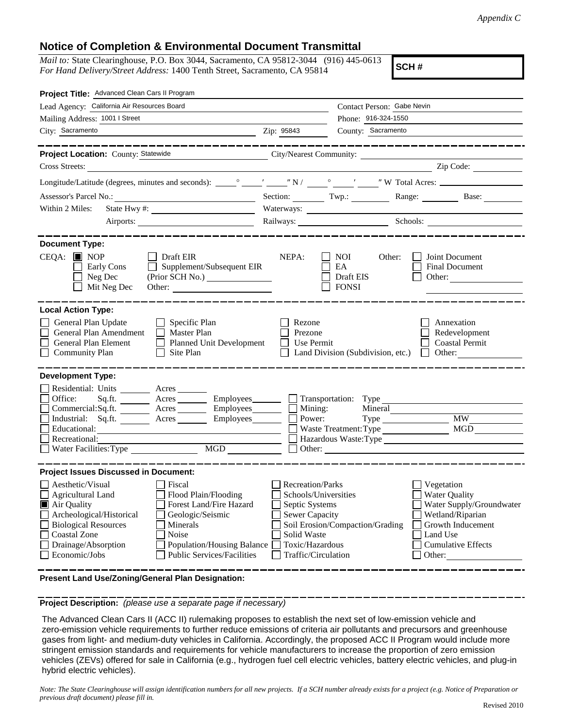*Appendix C*

## Notice of Completion & Environmental Document Transmittal

*Mail to:* State Clearinghouse, P.O. Box 3044, Sacramento, CA 95812-3044 (916) 445-0613
*For Hand Delivery/Street Address:* 1400 Tenth Street, Sacramento, CA 95814

**SCH #**

**Project Title:** Advanced Clean Cars II Program

Lead Agency: California Air Resources Board — Contact Person: Gabe Nevin

Mailing Address: 1001 I Street — Phone: 916-324-1550

City: Sacramento — Zip: 95843 — County: Sacramento

---

**Project Location:** County: Statewide — City/Nearest Community:

Cross Streets: — Zip Code:

Longitude/Latitude (degrees, minutes and seconds): ____° ____′ ____″ N / ____° ____′ ____″ W Total Acres:

Assessor's Parcel No.: — Section: — Twp.: — Range: — Base:

Within 2 Miles: State Hwy #: — Waterways:

Airports: — Railways: — Schools:

---

**Document Type:**

CEQA: ☒ NOP ☐ Draft EIR ☐ Early Cons ☐ Supplement/Subsequent EIR ☐ Neg Dec (Prior SCH No.) ☐ Mit Neg Dec Other:

NEPA: ☐ NOI ☐ EA ☐ Draft EIS ☐ FONSI

Other: ☐ Joint Document ☐ Final Document ☐ Other:

---

**Local Action Type:**

☐ General Plan Update ☐ Specific Plan ☐ Rezone ☐ Annexation
☐ General Plan Amendment ☐ Master Plan ☐ Prezone ☐ Redevelopment
☐ General Plan Element ☐ Planned Unit Development ☐ Use Permit ☐ Coastal Permit
☐ Community Plan ☐ Site Plan ☐ Land Division (Subdivision, etc.) ☐ Other:

---

**Development Type:**

☐ Residential: Units ____ Acres ____
☐ Office: Sq.ft. ____ Acres ____ Employees ____
☐ Commercial: Sq.ft. ____ Acres ____ Employees ____
☐ Industrial: Sq.ft. ____ Acres ____ Employees ____
☐ Educational:
☐ Recreational:
☐ Water Facilities: Type ____ MGD ____
☐ Transportation: Type
☐ Mining: Mineral
☐ Power: Type ____ MW ____
☐ Waste Treatment: Type ____ MGD ____
☐ Hazardous Waste: Type
☐ Other:

---

**Project Issues Discussed in Document:**

☐ Aesthetic/Visual ☐ Fiscal ☐ Recreation/Parks ☐ Vegetation
☐ Agricultural Land ☐ Flood Plain/Flooding ☐ Schools/Universities ☐ Water Quality
☒ Air Quality ☐ Forest Land/Fire Hazard ☐ Septic Systems ☐ Water Supply/Groundwater
☐ Archeological/Historical ☐ Geologic/Seismic ☐ Sewer Capacity ☐ Wetland/Riparian
☐ Biological Resources ☐ Minerals ☐ Soil Erosion/Compaction/Grading ☐ Growth Inducement
☐ Coastal Zone ☐ Noise ☐ Solid Waste ☐ Land Use
☐ Drainage/Absorption ☐ Population/Housing Balance ☐ Toxic/Hazardous ☐ Cumulative Effects
☐ Economic/Jobs ☐ Public Services/Facilities ☐ Traffic/Circulation ☐ Other:

---

**Present Land Use/Zoning/General Plan Designation:**

---

**Project Description:** *(please use a separate page if necessary)*

The Advanced Clean Cars II (ACC II) rulemaking proposes to establish the next set of low-emission vehicle and zero-emission vehicle requirements to further reduce emissions of criteria air pollutants and precursors and greenhouse gases from light- and medium-duty vehicles in California. Accordingly, the proposed ACC II Program would include more stringent emission standards and requirements for vehicle manufacturers to increase the proportion of zero emission vehicles (ZEVs) offered for sale in California (e.g., hydrogen fuel cell electric vehicles, battery electric vehicles, and plug-in hybrid electric vehicles).

*Note: The State Clearinghouse will assign identification numbers for all new projects. If a SCH number already exists for a project (e.g. Notice of Preparation or previous draft document) please fill in.*

Revised 2010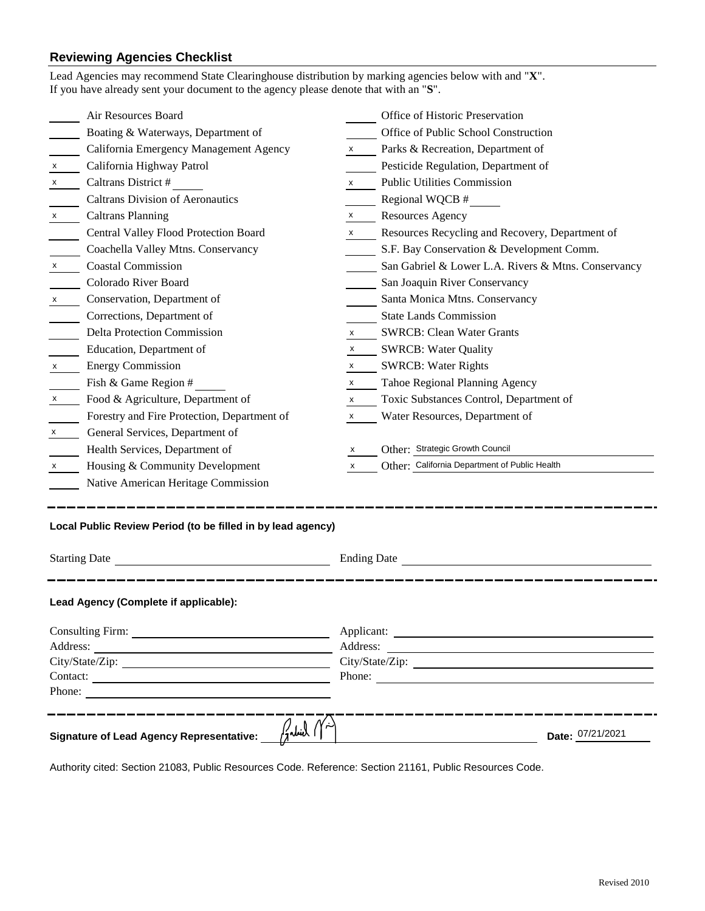## Reviewing Agencies Checklist

Lead Agencies may recommend State Clearinghouse distribution by marking agencies below with and "**X**".
If you have already sent your document to the agency please denote that with an "**S**".

| | | | |
|---|---|---|---|
| | Air Resources Board | | Office of Historic Preservation |
| | Boating & Waterways, Department of | | Office of Public School Construction |
| | California Emergency Management Agency | x | Parks & Recreation, Department of |
| x | California Highway Patrol | | Pesticide Regulation, Department of |
| x | Caltrans District # | x | Public Utilities Commission |
| | Caltrans Division of Aeronautics | | Regional WQCB # |
| x | Caltrans Planning | x | Resources Agency |
| | Central Valley Flood Protection Board | x | Resources Recycling and Recovery, Department of |
| | Coachella Valley Mtns. Conservancy | | S.F. Bay Conservation & Development Comm. |
| x | Coastal Commission | | San Gabriel & Lower L.A. Rivers & Mtns. Conservancy |
| | Colorado River Board | | San Joaquin River Conservancy |
| x | Conservation, Department of | | Santa Monica Mtns. Conservancy |
| | Corrections, Department of | | State Lands Commission |
| | Delta Protection Commission | x | SWRCB: Clean Water Grants |
| | Education, Department of | x | SWRCB: Water Quality |
| x | Energy Commission | x | SWRCB: Water Rights |
| | Fish & Game Region # | x | Tahoe Regional Planning Agency |
| x | Food & Agriculture, Department of | x | Toxic Substances Control, Department of |
| | Forestry and Fire Protection, Department of | x | Water Resources, Department of |
| x | General Services, Department of | | |
| | Health Services, Department of | x | Other: Strategic Growth Council |
| x | Housing & Community Development | x | Other: California Department of Public Health |
| | Native American Heritage Commission | | |

---

**Local Public Review Period (to be filled in by lead agency)**

Starting Date ______________________ Ending Date ______________________

---

**Lead Agency (Complete if applicable):**

Consulting Firm: ______________________ Applicant: ______________________
Address: ______________________ Address: ______________________
City/State/Zip: ______________________ City/State/Zip: ______________________
Contact: ______________________ Phone: ______________________
Phone: ______________________

---

**Signature of Lead Agency Representative:** Gabriel [signature] **Date:** 07/21/2021

Authority cited: Section 21083, Public Resources Code. Reference: Section 21161, Public Resources Code.

Revised 2010